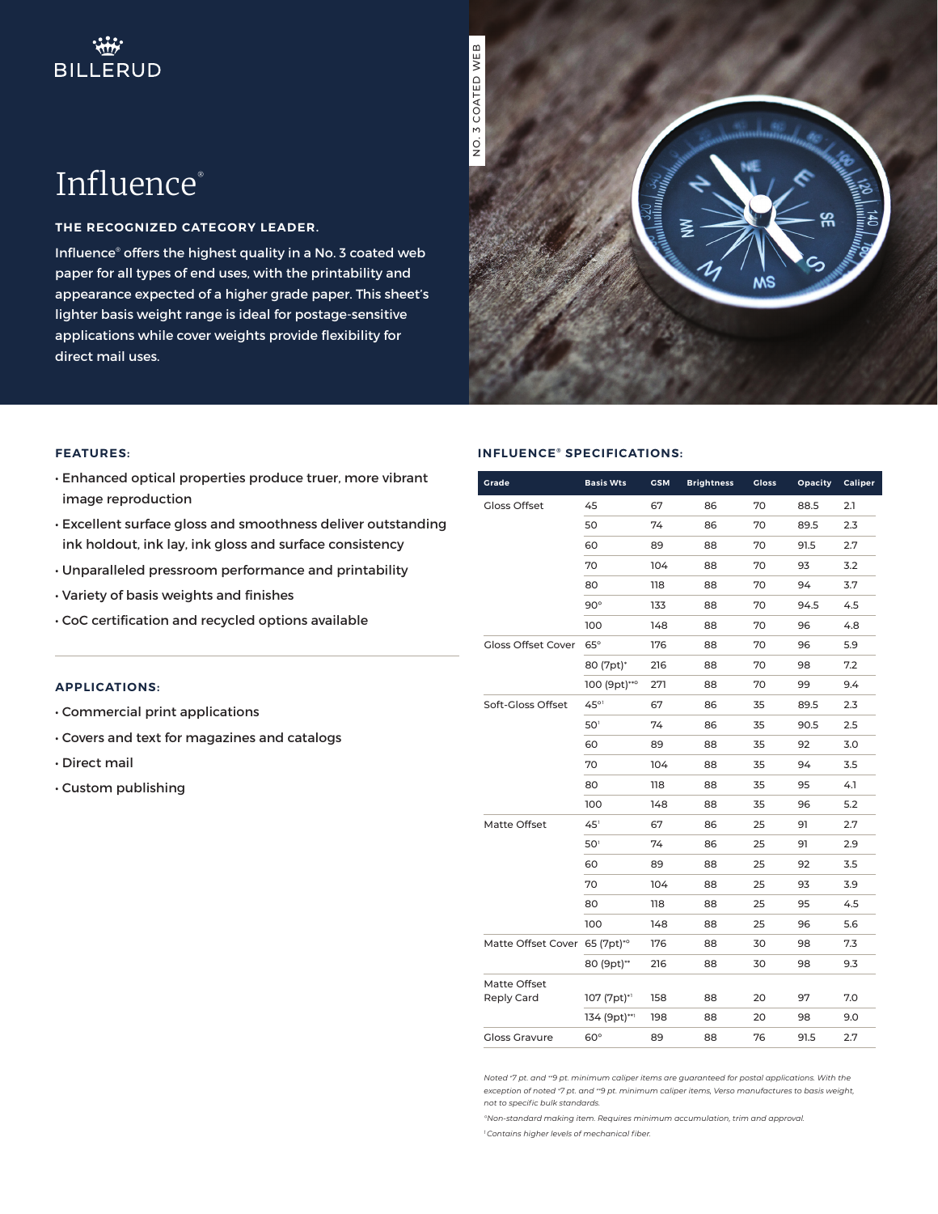BILLERUD

NO. 3 COATED WEB

# Influence®

### THE RECOGNIZED CATEGORY LEADER.

Influence® offers the highest quality in a No. 3 coated web paper for all types of end uses, with the printability and appearance expected of a higher grade paper. This sheet's lighter basis weight range is ideal for postage-sensitive applications while cover weights provide flexibility for direct mail uses.

### FEATURES:

- Enhanced optical properties produce truer, more vibrant image reproduction
- Excellent surface gloss and smoothness deliver outstanding ink holdout, ink lay, ink gloss and surface consistency
- Unparalleled pressroom performance and printability
- Variety of basis weights and finishes
- CoC certification and recycled options available

### APPLICATIONS:

- Commercial print applications
- Covers and text for magazines and catalogs
- Direct mail
- Custom publishing

### INFLUENCE® SPECIFICATIONS:

| Grade | Basis Wts | GSM | Brightness | Gloss | Opacity | Caliper |
|---|---|---|---|---|---|---|
| Gloss Offset | 45 | 67 | 86 | 70 | 88.5 | 2.1 |
| | 50 | 74 | 86 | 70 | 89.5 | 2.3 |
| | 60 | 89 | 88 | 70 | 91.5 | 2.7 |
| | 70 | 104 | 88 | 70 | 93 | 3.2 |
| | 80 | 118 | 88 | 70 | 94 | 3.7 |
| | 90° | 133 | 88 | 70 | 94.5 | 4.5 |
| | 100 | 148 | 88 | 70 | 96 | 4.8 |
| Gloss Offset Cover | 65° | 176 | 88 | 70 | 96 | 5.9 |
| | 80 (7pt)* | 216 | 88 | 70 | 98 | 7.2 |
| | 100 (9pt)**° | 271 | 88 | 70 | 99 | 9.4 |
| Soft-Gloss Offset | 45°[1] | 67 | 86 | 35 | 89.5 | 2.3 |
| | 50[1] | 74 | 86 | 35 | 90.5 | 2.5 |
| | 60 | 89 | 88 | 35 | 92 | 3.0 |
| | 70 | 104 | 88 | 35 | 94 | 3.5 |
| | 80 | 118 | 88 | 35 | 95 | 4.1 |
| | 100 | 148 | 88 | 35 | 96 | 5.2 |
| Matte Offset | 45[1] | 67 | 86 | 25 | 91 | 2.7 |
| | 50[1] | 74 | 86 | 25 | 91 | 2.9 |
| | 60 | 89 | 88 | 25 | 92 | 3.5 |
| | 70 | 104 | 88 | 25 | 93 | 3.9 |
| | 80 | 118 | 88 | 25 | 95 | 4.5 |
| | 100 | 148 | 88 | 25 | 96 | 5.6 |
| Matte Offset Cover | 65 (7pt)*° | 176 | 88 | 30 | 98 | 7.3 |
| | 80 (9pt)** | 216 | 88 | 30 | 98 | 9.3 |
| Matte Offset Reply Card | 107 (7pt)*[1] | 158 | 88 | 20 | 97 | 7.0 |
| | 134 (9pt)**[1] | 198 | 88 | 20 | 98 | 9.0 |
| Gloss Gravure | 60° | 89 | 88 | 76 | 91.5 | 2.7 |

*Noted *7 pt. and **9 pt. minimum caliper items are guaranteed for postal applications. With the exception of noted *7 pt. and **9 pt. minimum caliper items, Verso manufactures to basis weight, not to specific bulk standards.*

*°Non-standard making item. Requires minimum accumulation, trim and approval.*

*[1] Contains higher levels of mechanical fiber.*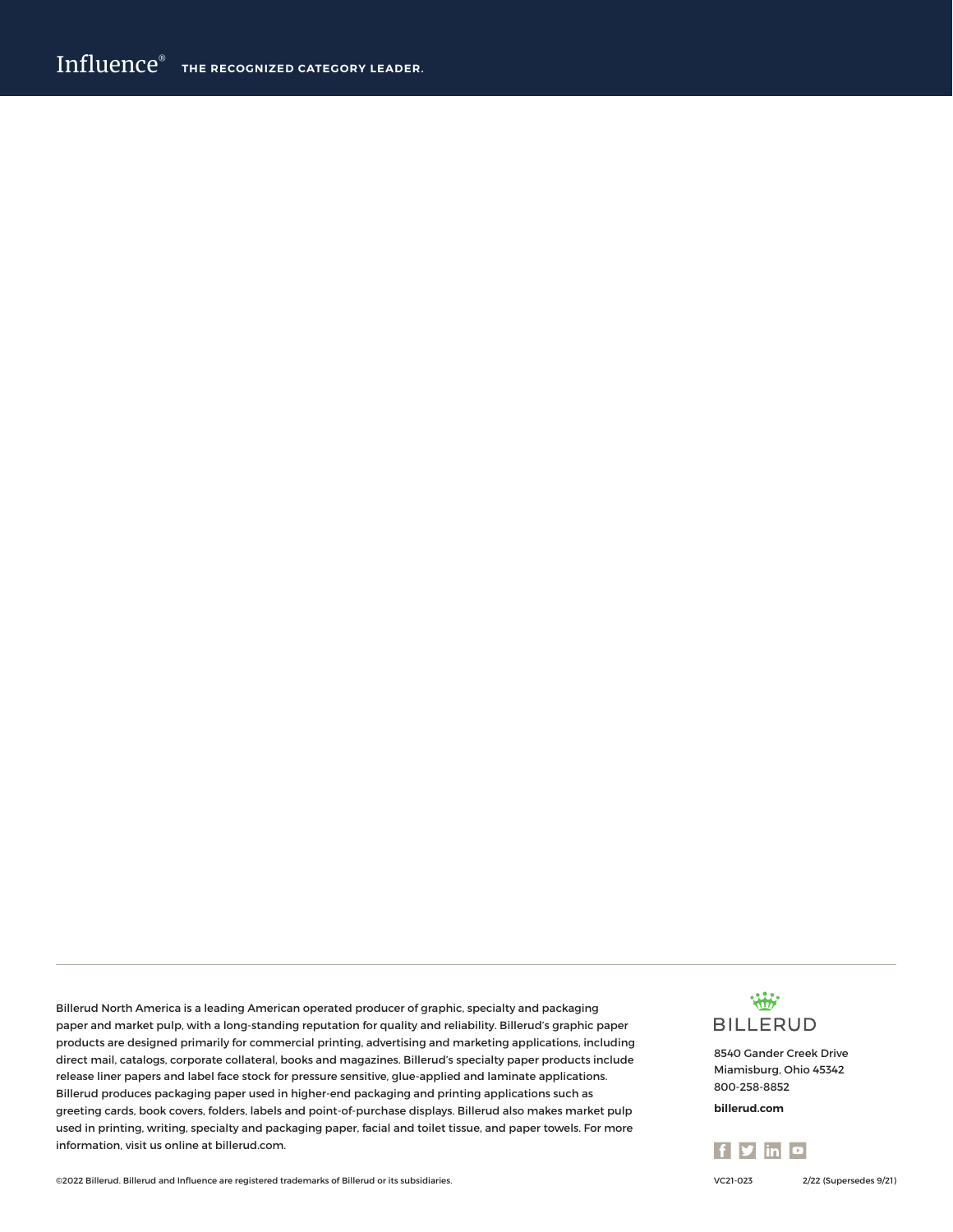Influence® THE RECOGNIZED CATEGORY LEADER.

Billerud North America is a leading American operated producer of graphic, specialty and packaging paper and market pulp, with a long-standing reputation for quality and reliability. Billerud's graphic paper products are designed primarily for commercial printing, advertising and marketing applications, including direct mail, catalogs, corporate collateral, books and magazines. Billerud's specialty paper products include release liner papers and label face stock for pressure sensitive, glue-applied and laminate applications. Billerud produces packaging paper used in higher-end packaging and printing applications such as greeting cards, book covers, folders, labels and point-of-purchase displays. Billerud also makes market pulp used in printing, writing, specialty and packaging paper, facial and toilet tissue, and paper towels. For more information, visit us online at billerud.com.

BILLERUD

8540 Gander Creek Drive
Miamisburg, Ohio 45342
800-258-8852

**billerud.com**

©2022 Billerud. Billerud and Influence are registered trademarks of Billerud or its subsidiaries.

VC21-023 2/22 (Supersedes 9/21)